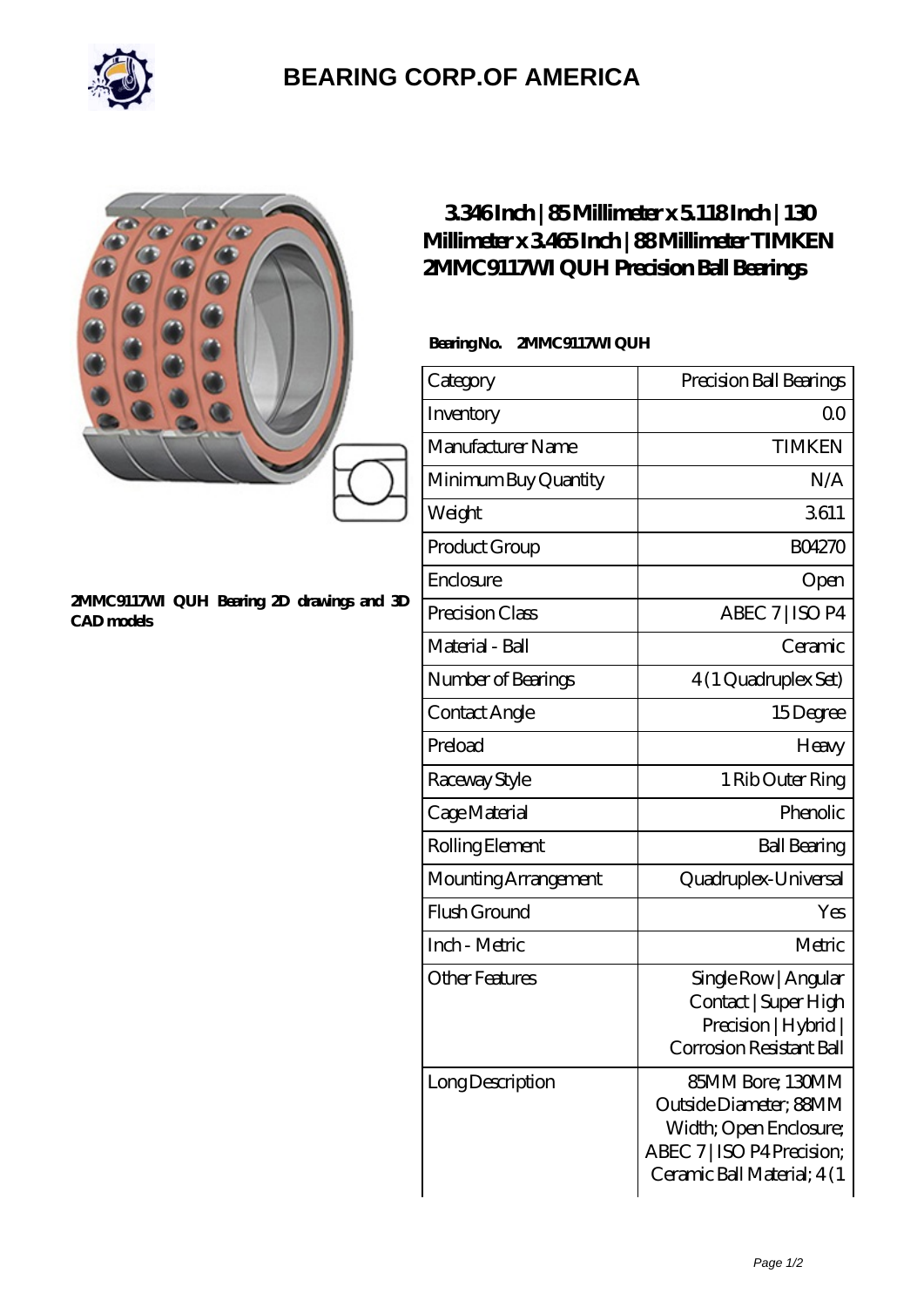# BEARING CORP.OF AMERICA

2MMC9117WI QUH Bearing 2D drawings and 3D CAD models

## 3.346 Inch | 85 Millimeter x 5.118 Inch | 130 Millimeter x 3.465 Inch | 88 Millimeter TIMKEN 2MMC9117WI QUH Precision Ball Bearings

**Bearing No. 2MMC9117WI QUH**

| Category | Precision Ball Bearings |
|---|---|
| Inventory | 0.0 |
| Manufacturer Name | TIMKEN |
| Minimum Buy Quantity | N/A |
| Weight | 3.611 |
| Product Group | B04270 |
| Enclosure | Open |
| Precision Class | ABEC 7 \| ISO P4 |
| Material - Ball | Ceramic |
| Number of Bearings | 4 (1 Quadruplex Set) |
| Contact Angle | 15 Degree |
| Preload | Heavy |
| Raceway Style | 1 Rib Outer Ring |
| Cage Material | Phenolic |
| Rolling Element | Ball Bearing |
| Mounting Arrangement | Quadruplex-Universal |
| Flush Ground | Yes |
| Inch - Metric | Metric |
| Other Features | Single Row \| Angular Contact \| Super High Precision \| Hybrid \| Corrosion Resistant Ball |
| Long Description | 85MM Bore; 130MM Outside Diameter; 88MM Width; Open Enclosure; ABEC 7 \| ISO P4 Precision; Ceramic Ball Material; 4 (1 |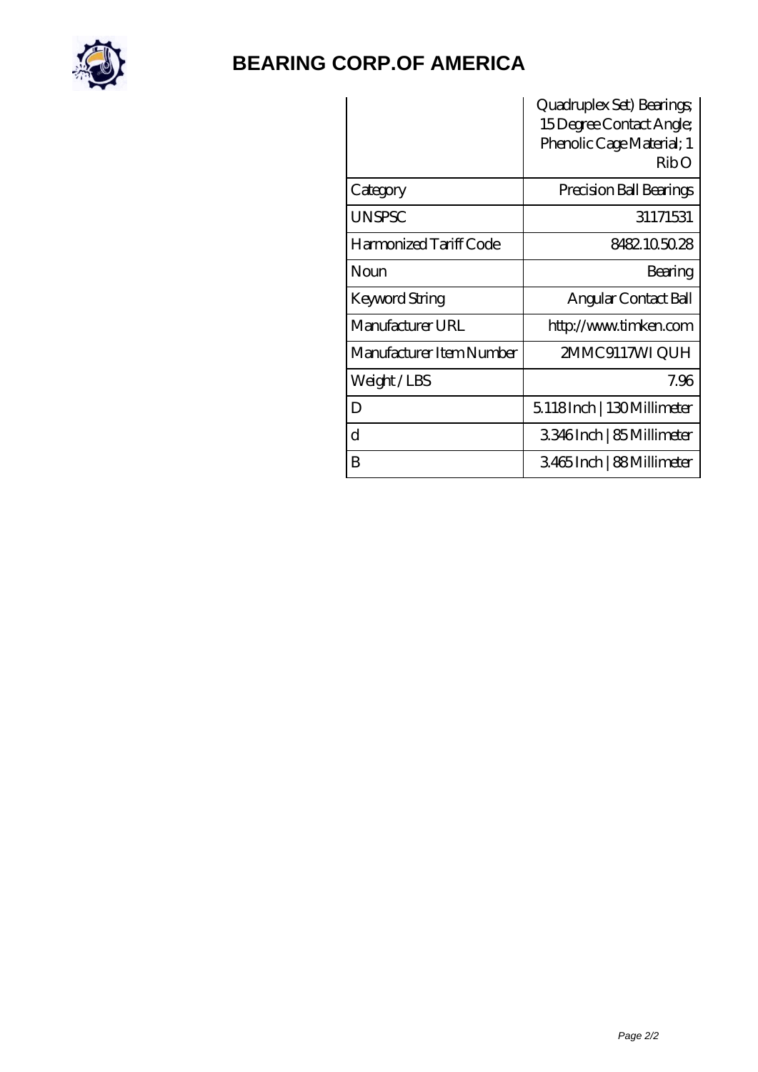# BEARING CORP.OF AMERICA

| | |
|---|---|
| | Quadruplex Set) Bearings; 15 Degree Contact Angle; Phenolic Cage Material; 1 Rib O |
| Category | Precision Ball Bearings |
| UNSPSC | 31171531 |
| Harmonized Tariff Code | 8482.10.50.28 |
| Noun | Bearing |
| Keyword String | Angular Contact Ball |
| Manufacturer URL | http://www.timken.com |
| Manufacturer Item Number | 2MMC9117WI QUH |
| Weight / LBS | 7.96 |
| D | 5.118 Inch \| 130 Millimeter |
| d | 3.346 Inch \| 85 Millimeter |
| B | 3.465 Inch \| 88 Millimeter |